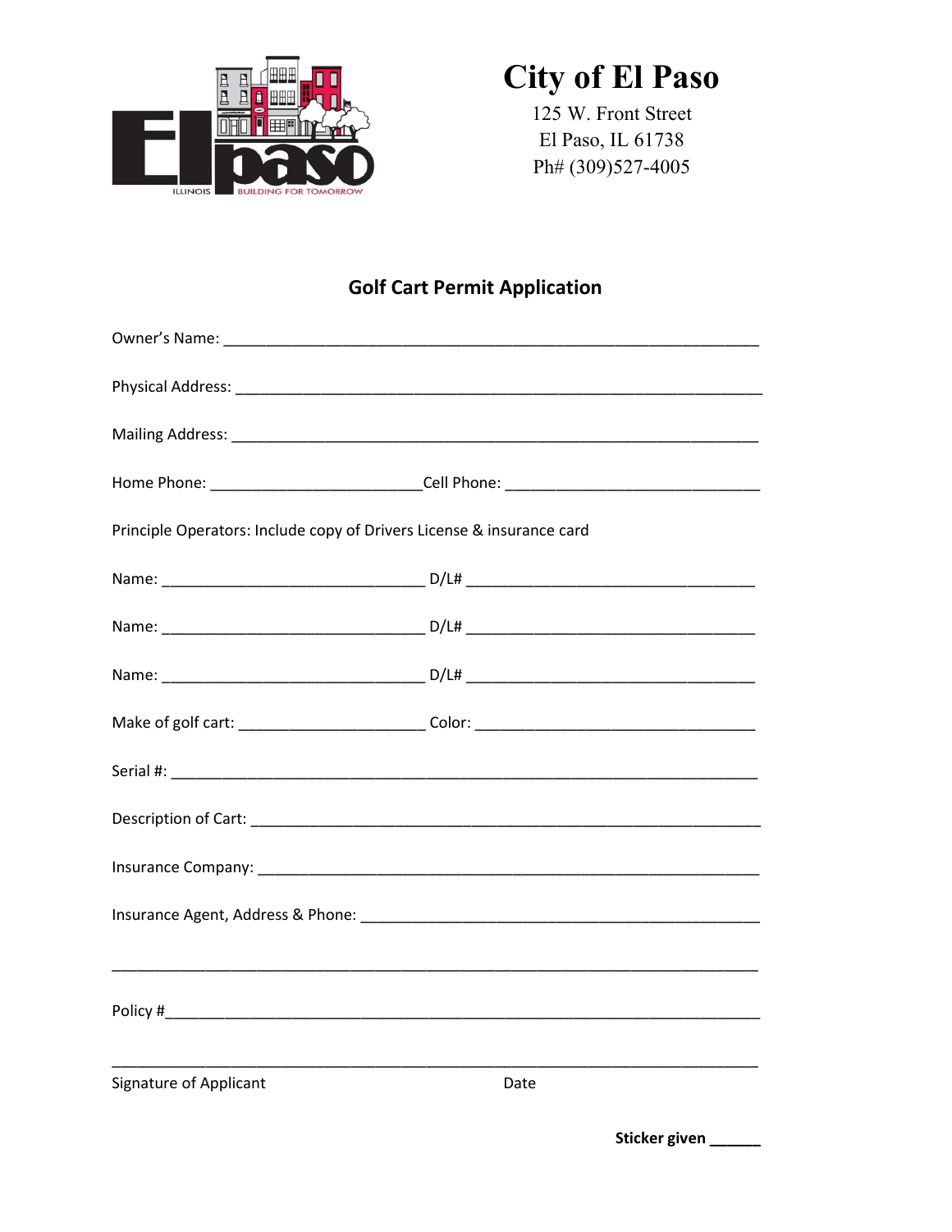# City of El Paso

125 W. Front Street
El Paso, IL 61738
Ph# (309)527-4005

## Golf Cart Permit Application

Owner's Name: ___________________________________________________________________

Physical Address: ________________________________________________________________

Mailing Address: _________________________________________________________________

Home Phone: _________________________ Cell Phone: ______________________________

Principle Operators: Include copy of Drivers License & insurance card

Name: _______________________________ D/L# __________________________________

Name: _______________________________ D/L# __________________________________

Name: _______________________________ D/L# __________________________________

Make of golf cart: _____________________ Color: _________________________________

Serial #: _______________________________________________________________________

Description of Cart: _____________________________________________________________

Insurance Company: ______________________________________________________________

Insurance Agent, Address & Phone: _______________________________________________

_______________________________________________________________________________

Policy #_______________________________________________________________________

_______________________________________________________________________________

Signature of Applicant                                                                 Date

**Sticker given ______**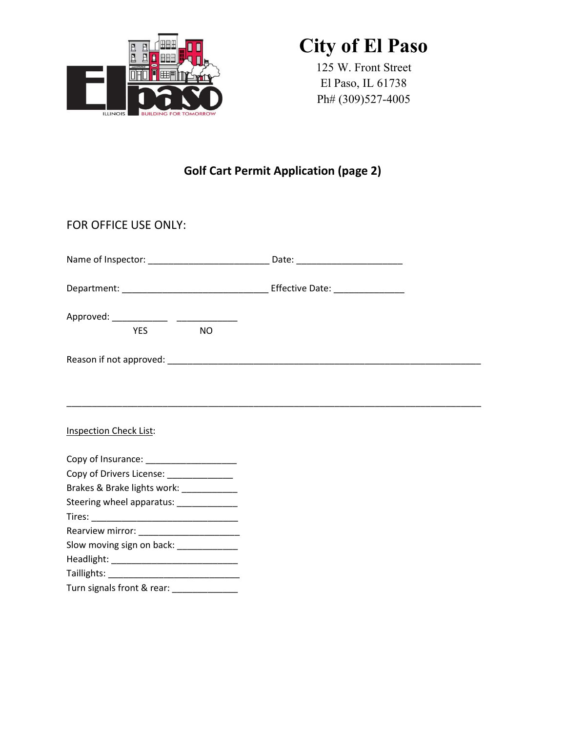# City of El Paso

125 W. Front Street
El Paso, IL 61738
Ph# (309)527-4005

## Golf Cart Permit Application (page 2)

FOR OFFICE USE ONLY:

Name of Inspector: ________________________ Date: ____________________

Department: _____________________________ Effective Date: _____________

Approved: ___________ ____________
YES NO

Reason if not approved: ______________________________________________________________

_____________________________________________________________________________________

Inspection Check List:

Copy of Insurance: __________________
Copy of Drivers License: _____________
Brakes & Brake lights work: ___________
Steering wheel apparatus: ____________
Tires: _____________________________
Rearview mirror: ____________________
Slow moving sign on back: ____________
Headlight: _________________________
Taillights: __________________________
Turn signals front & rear: _____________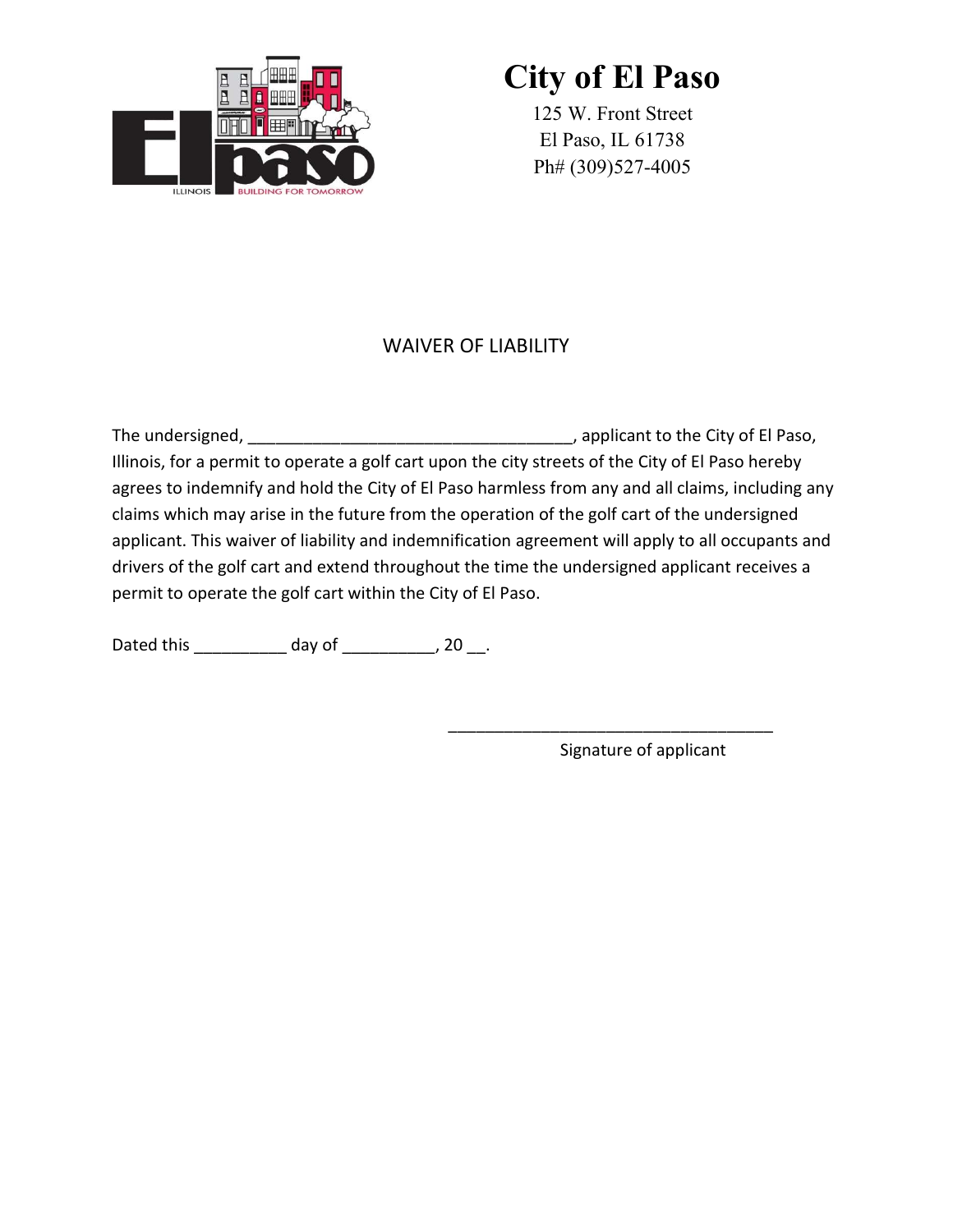# City of El Paso

125 W. Front Street
El Paso, IL 61738
Ph# (309)527-4005

## WAIVER OF LIABILITY

The undersigned, ___________________________________, applicant to the City of El Paso, Illinois, for a permit to operate a golf cart upon the city streets of the City of El Paso hereby agrees to indemnify and hold the City of El Paso harmless from any and all claims, including any claims which may arise in the future from the operation of the golf cart of the undersigned applicant. This waiver of liability and indemnification agreement will apply to all occupants and drivers of the golf cart and extend throughout the time the undersigned applicant receives a permit to operate the golf cart within the City of El Paso.

Dated this __________ day of __________, 20 __.

___________________________________
Signature of applicant